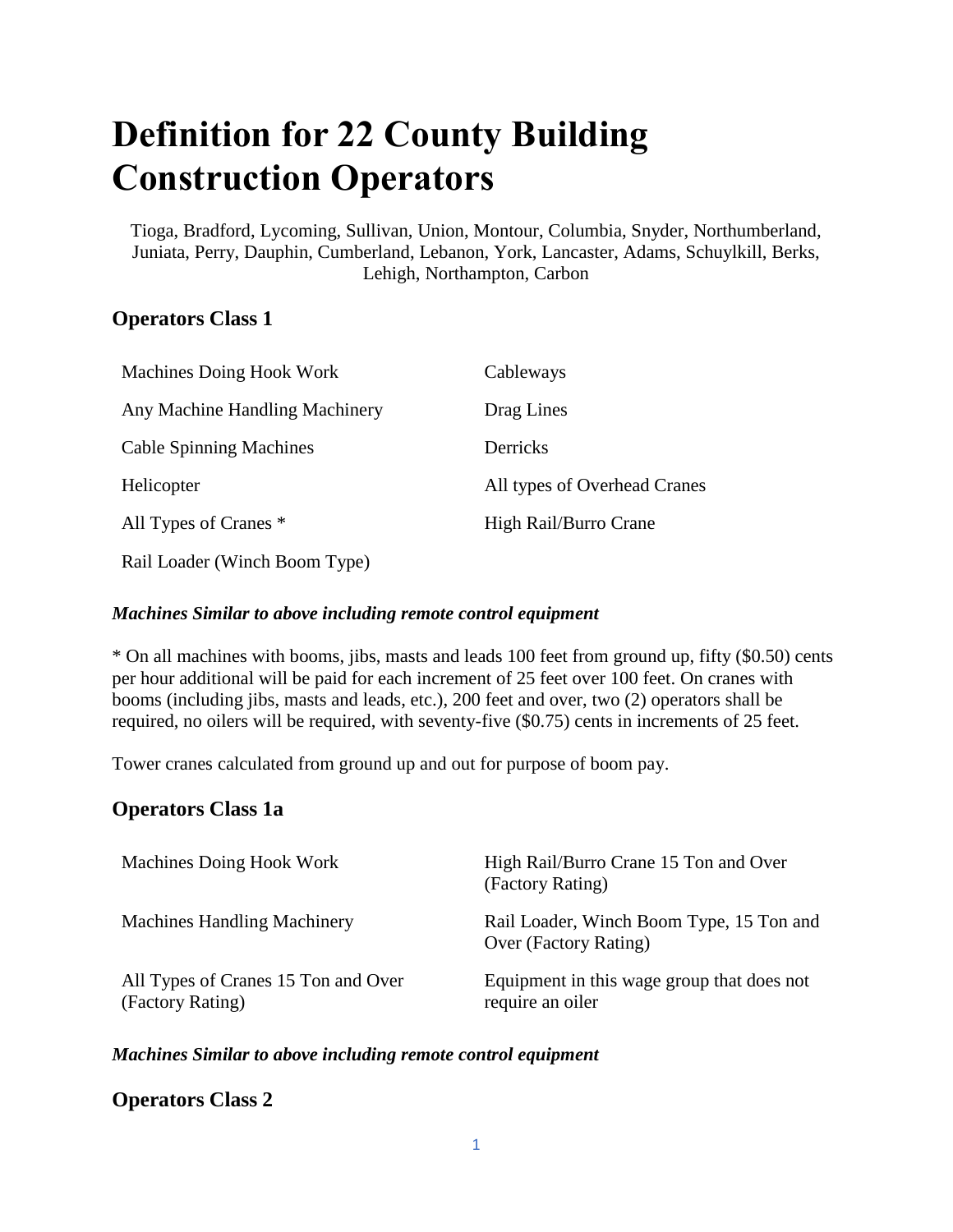# Definition for 22 County Building Construction Operators

Tioga, Bradford, Lycoming, Sullivan, Union, Montour, Columbia, Snyder, Northumberland, Juniata, Perry, Dauphin, Cumberland, Lebanon, York, Lancaster, Adams, Schuylkill, Berks, Lehigh, Northampton, Carbon

## Operators Class 1

| | |
|---|---|
| Machines Doing Hook Work | Cableways |
| Any Machine Handling Machinery | Drag Lines |
| Cable Spinning Machines | Derricks |
| Helicopter | All types of Overhead Cranes |
| All Types of Cranes * | High Rail/Burro Crane |
| Rail Loader (Winch Boom Type) | |

***Machines Similar to above including remote control equipment***

* On all machines with booms, jibs, masts and leads 100 feet from ground up, fifty ($0.50) cents per hour additional will be paid for each increment of 25 feet over 100 feet. On cranes with booms (including jibs, masts and leads, etc.), 200 feet and over, two (2) operators shall be required, no oilers will be required, with seventy-five ($0.75) cents in increments of 25 feet.

Tower cranes calculated from ground up and out for purpose of boom pay.

## Operators Class 1a

| | |
|---|---|
| Machines Doing Hook Work | High Rail/Burro Crane 15 Ton and Over (Factory Rating) |
| Machines Handling Machinery | Rail Loader, Winch Boom Type, 15 Ton and Over (Factory Rating) |
| All Types of Cranes 15 Ton and Over (Factory Rating) | Equipment in this wage group that does not require an oiler |

***Machines Similar to above including remote control equipment***

## Operators Class 2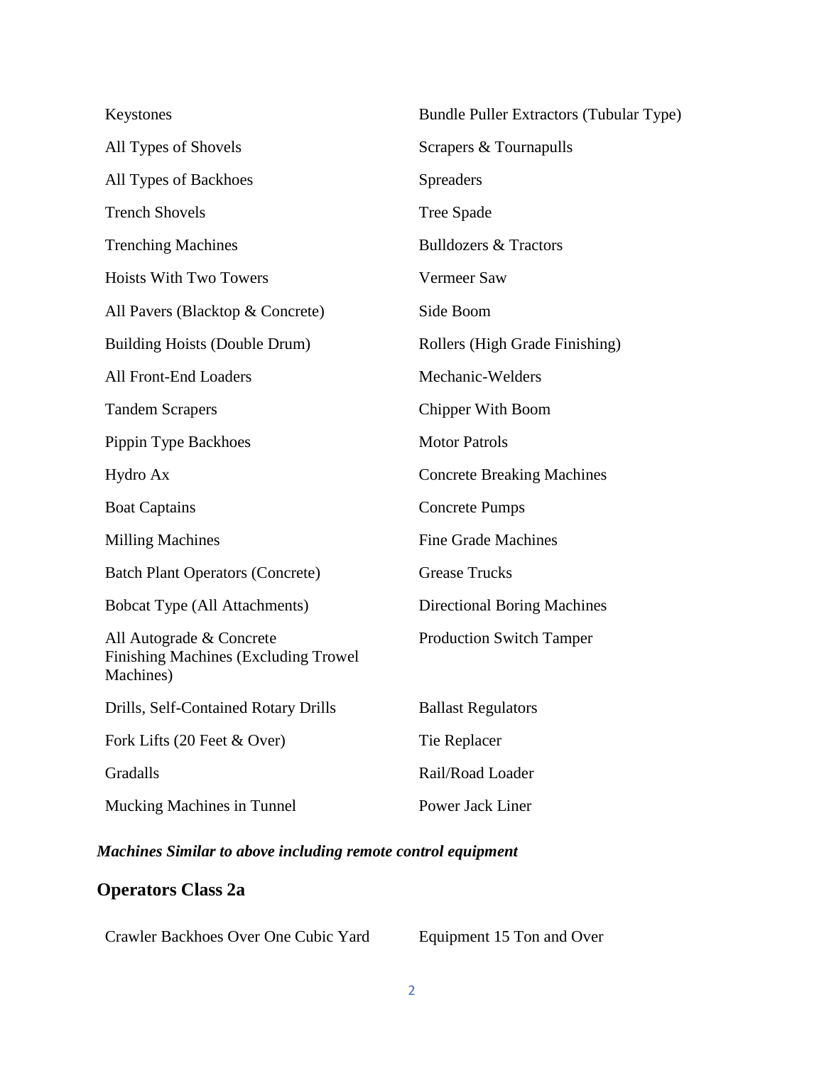| | |
|---|---|
| Keystones | Bundle Puller Extractors (Tubular Type) |
| All Types of Shovels | Scrapers & Tournapulls |
| All Types of Backhoes | Spreaders |
| Trench Shovels | Tree Spade |
| Trenching Machines | Bulldozers & Tractors |
| Hoists With Two Towers | Vermeer Saw |
| All Pavers (Blacktop & Concrete) | Side Boom |
| Building Hoists (Double Drum) | Rollers (High Grade Finishing) |
| All Front-End Loaders | Mechanic-Welders |
| Tandem Scrapers | Chipper With Boom |
| Pippin Type Backhoes | Motor Patrols |
| Hydro Ax | Concrete Breaking Machines |
| Boat Captains | Concrete Pumps |
| Milling Machines | Fine Grade Machines |
| Batch Plant Operators (Concrete) | Grease Trucks |
| Bobcat Type (All Attachments) | Directional Boring Machines |
| All Autograde & Concrete Finishing Machines (Excluding Trowel Machines) | Production Switch Tamper |
| Drills, Self-Contained Rotary Drills | Ballast Regulators |
| Fork Lifts (20 Feet & Over) | Tie Replacer |
| Gradalls | Rail/Road Loader |
| Mucking Machines in Tunnel | Power Jack Liner |

***Machines Similar to above including remote control equipment***

## Operators Class 2a

| | |
|---|---|
| Crawler Backhoes Over One Cubic Yard | Equipment 15 Ton and Over |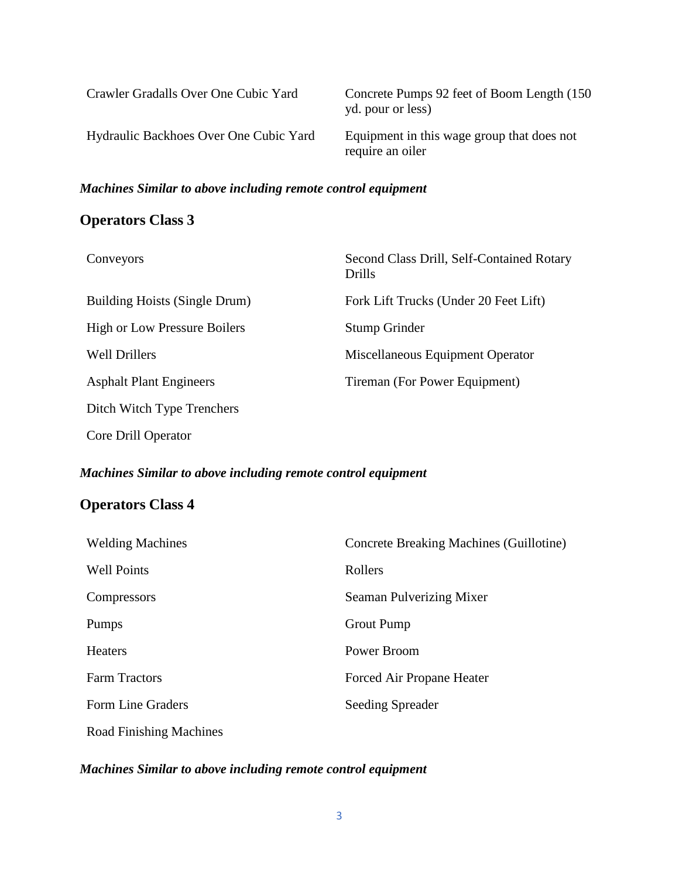| | |
|---|---|
| Crawler Gradalls Over One Cubic Yard | Concrete Pumps 92 feet of Boom Length (150 yd. pour or less) |
| Hydraulic Backhoes Over One Cubic Yard | Equipment in this wage group that does not require an oiler |

***Machines Similar to above including remote control equipment***

## Operators Class 3

| | |
|---|---|
| Conveyors | Second Class Drill, Self-Contained Rotary Drills |
| Building Hoists (Single Drum) | Fork Lift Trucks (Under 20 Feet Lift) |
| High or Low Pressure Boilers | Stump Grinder |
| Well Drillers | Miscellaneous Equipment Operator |
| Asphalt Plant Engineers | Tireman (For Power Equipment) |
| Ditch Witch Type Trenchers | |
| Core Drill Operator | |

***Machines Similar to above including remote control equipment***

## Operators Class 4

| | |
|---|---|
| Welding Machines | Concrete Breaking Machines (Guillotine) |
| Well Points | Rollers |
| Compressors | Seaman Pulverizing Mixer |
| Pumps | Grout Pump |
| Heaters | Power Broom |
| Farm Tractors | Forced Air Propane Heater |
| Form Line Graders | Seeding Spreader |
| Road Finishing Machines | |

***Machines Similar to above including remote control equipment***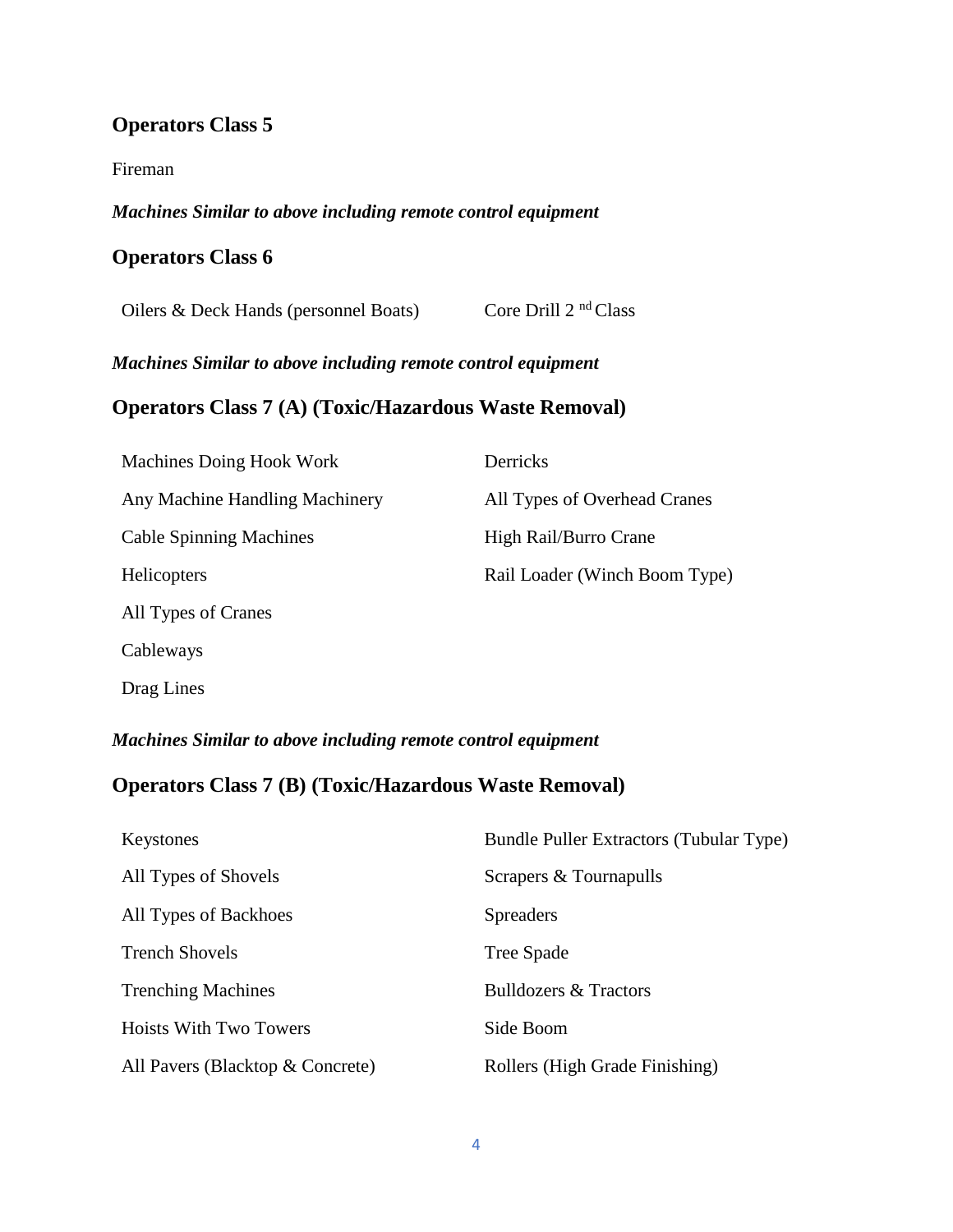## Operators Class 5

Fireman

***Machines Similar to above including remote control equipment***

## Operators Class 6

Oilers & Deck Hands (personnel Boats)

Core Drill 2[nd] Class

***Machines Similar to above including remote control equipment***

## Operators Class 7 (A) (Toxic/Hazardous Waste Removal)

Machines Doing Hook Work

Any Machine Handling Machinery

Cable Spinning Machines

Helicopters

All Types of Cranes

Cableways

Drag Lines

Derricks

All Types of Overhead Cranes

High Rail/Burro Crane

Rail Loader (Winch Boom Type)

***Machines Similar to above including remote control equipment***

## Operators Class 7 (B) (Toxic/Hazardous Waste Removal)

Keystones

All Types of Shovels

All Types of Backhoes

Trench Shovels

Trenching Machines

Hoists With Two Towers

All Pavers (Blacktop & Concrete)

Bundle Puller Extractors (Tubular Type)

Scrapers & Tournapulls

Spreaders

Tree Spade

Bulldozers & Tractors

Side Boom

Rollers (High Grade Finishing)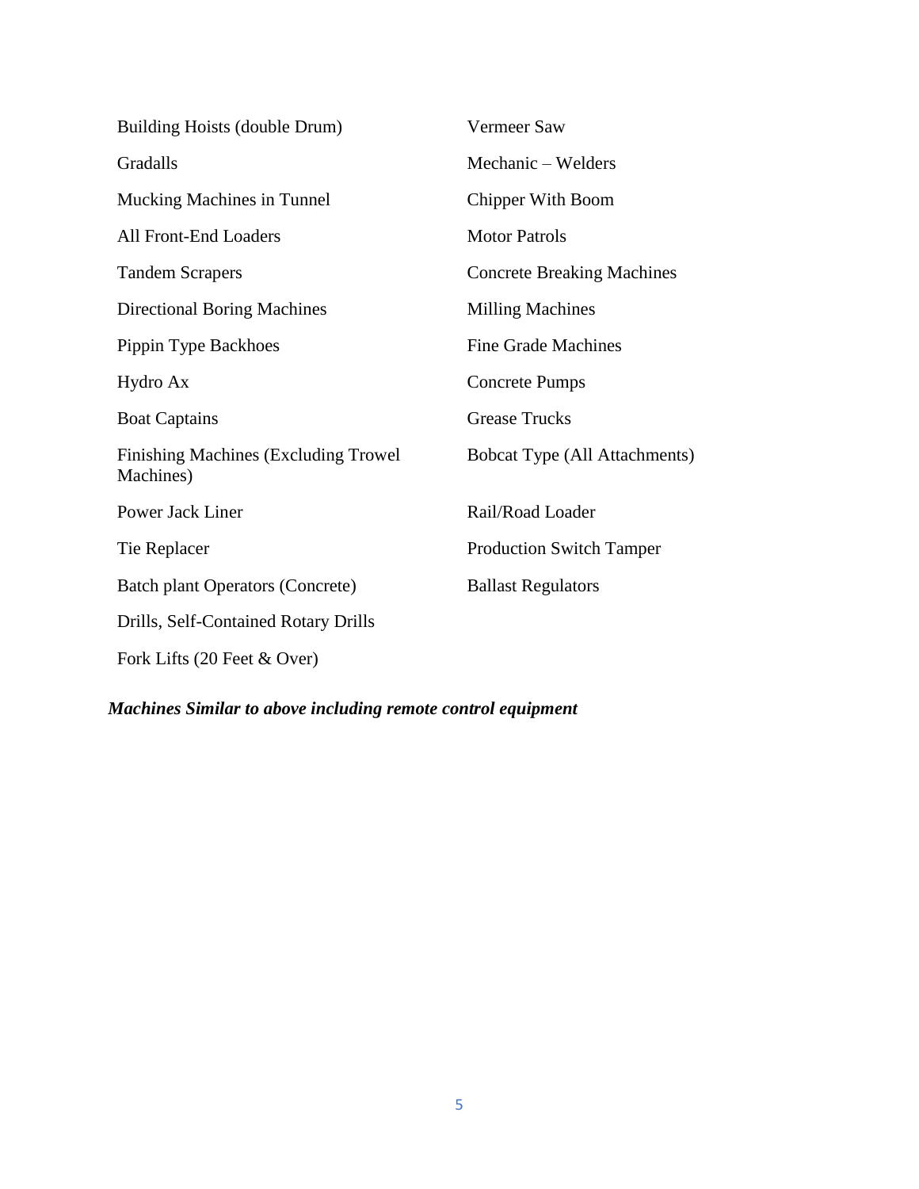Building Hoists (double Drum)

Gradalls

Mucking Machines in Tunnel

All Front-End Loaders

Tandem Scrapers

Directional Boring Machines

Pippin Type Backhoes

Hydro Ax

Boat Captains

Finishing Machines (Excluding Trowel Machines)

Power Jack Liner

Tie Replacer

Batch plant Operators (Concrete)

Drills, Self-Contained Rotary Drills

Fork Lifts (20 Feet & Over)

Vermeer Saw

Mechanic – Welders

Chipper With Boom

Motor Patrols

Concrete Breaking Machines

Milling Machines

Fine Grade Machines

Concrete Pumps

Grease Trucks

Bobcat Type (All Attachments)

Rail/Road Loader

Production Switch Tamper

Ballast Regulators

***Machines Similar to above including remote control equipment***